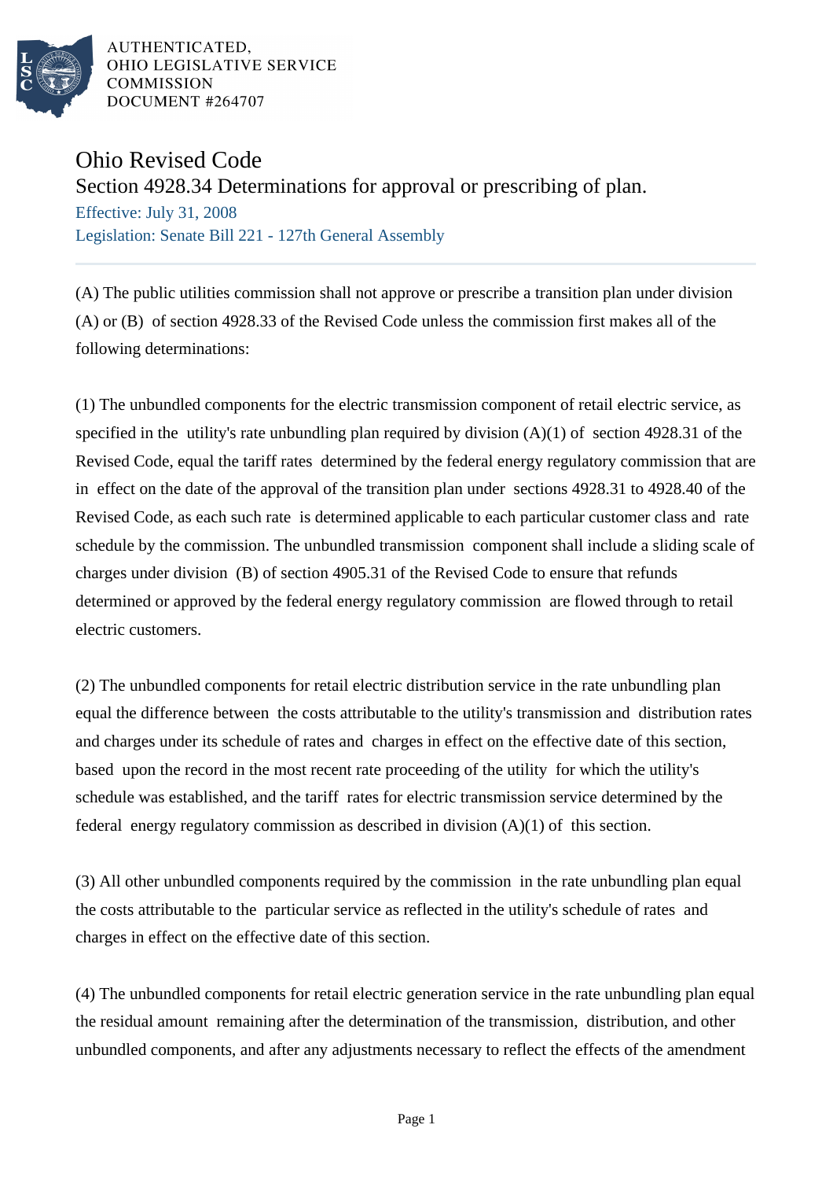AUTHENTICATED,
OHIO LEGISLATIVE SERVICE
COMMISSION
DOCUMENT #264707

# Ohio Revised Code

## Section 4928.34 Determinations for approval or prescribing of plan.

Effective: July 31, 2008

Legislation: Senate Bill 221 - 127th General Assembly

(A) The public utilities commission shall not approve or prescribe a transition plan under division (A) or (B) of section 4928.33 of the Revised Code unless the commission first makes all of the following determinations:

(1) The unbundled components for the electric transmission component of retail electric service, as specified in the utility's rate unbundling plan required by division (A)(1) of section 4928.31 of the Revised Code, equal the tariff rates determined by the federal energy regulatory commission that are in effect on the date of the approval of the transition plan under sections 4928.31 to 4928.40 of the Revised Code, as each such rate is determined applicable to each particular customer class and rate schedule by the commission. The unbundled transmission component shall include a sliding scale of charges under division (B) of section 4905.31 of the Revised Code to ensure that refunds determined or approved by the federal energy regulatory commission are flowed through to retail electric customers.

(2) The unbundled components for retail electric distribution service in the rate unbundling plan equal the difference between the costs attributable to the utility's transmission and distribution rates and charges under its schedule of rates and charges in effect on the effective date of this section, based upon the record in the most recent rate proceeding of the utility for which the utility's schedule was established, and the tariff rates for electric transmission service determined by the federal energy regulatory commission as described in division (A)(1) of this section.

(3) All other unbundled components required by the commission in the rate unbundling plan equal the costs attributable to the particular service as reflected in the utility's schedule of rates and charges in effect on the effective date of this section.

(4) The unbundled components for retail electric generation service in the rate unbundling plan equal the residual amount remaining after the determination of the transmission, distribution, and other unbundled components, and after any adjustments necessary to reflect the effects of the amendment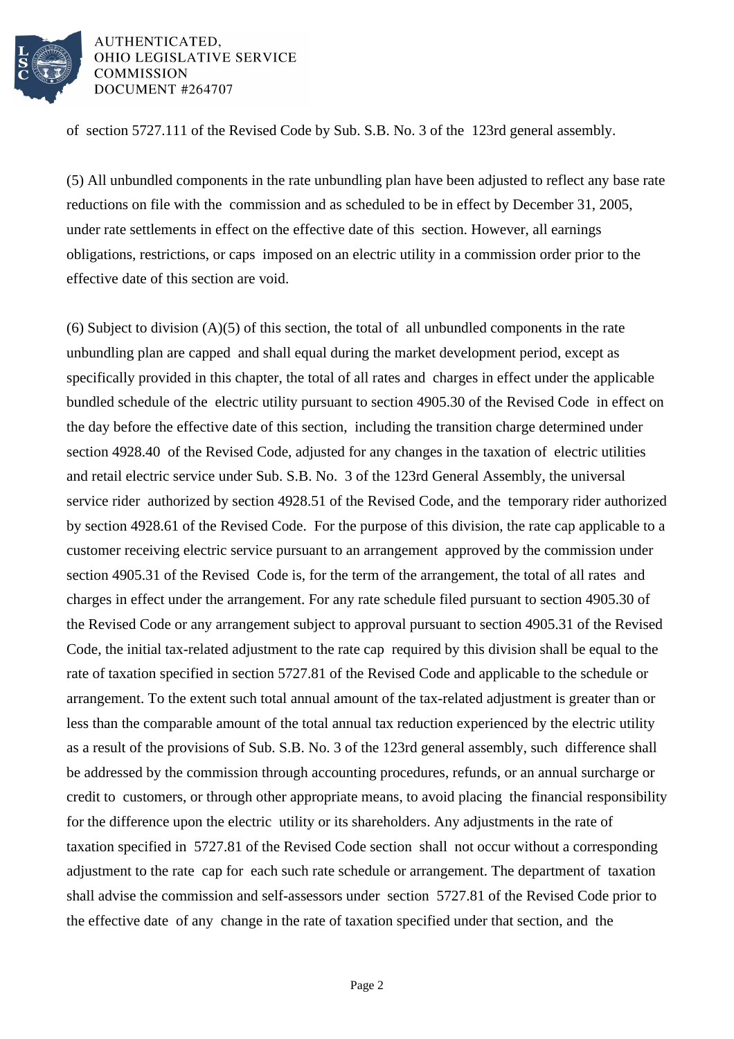of section 5727.111 of the Revised Code by Sub. S.B. No. 3 of the 123rd general assembly.

(5) All unbundled components in the rate unbundling plan have been adjusted to reflect any base rate reductions on file with the commission and as scheduled to be in effect by December 31, 2005, under rate settlements in effect on the effective date of this section. However, all earnings obligations, restrictions, or caps imposed on an electric utility in a commission order prior to the effective date of this section are void.

(6) Subject to division (A)(5) of this section, the total of all unbundled components in the rate unbundling plan are capped and shall equal during the market development period, except as specifically provided in this chapter, the total of all rates and charges in effect under the applicable bundled schedule of the electric utility pursuant to section 4905.30 of the Revised Code in effect on the day before the effective date of this section, including the transition charge determined under section 4928.40 of the Revised Code, adjusted for any changes in the taxation of electric utilities and retail electric service under Sub. S.B. No. 3 of the 123rd General Assembly, the universal service rider authorized by section 4928.51 of the Revised Code, and the temporary rider authorized by section 4928.61 of the Revised Code. For the purpose of this division, the rate cap applicable to a customer receiving electric service pursuant to an arrangement approved by the commission under section 4905.31 of the Revised Code is, for the term of the arrangement, the total of all rates and charges in effect under the arrangement. For any rate schedule filed pursuant to section 4905.30 of the Revised Code or any arrangement subject to approval pursuant to section 4905.31 of the Revised Code, the initial tax-related adjustment to the rate cap required by this division shall be equal to the rate of taxation specified in section 5727.81 of the Revised Code and applicable to the schedule or arrangement. To the extent such total annual amount of the tax-related adjustment is greater than or less than the comparable amount of the total annual tax reduction experienced by the electric utility as a result of the provisions of Sub. S.B. No. 3 of the 123rd general assembly, such difference shall be addressed by the commission through accounting procedures, refunds, or an annual surcharge or credit to customers, or through other appropriate means, to avoid placing the financial responsibility for the difference upon the electric utility or its shareholders. Any adjustments in the rate of taxation specified in 5727.81 of the Revised Code section shall not occur without a corresponding adjustment to the rate cap for each such rate schedule or arrangement. The department of taxation shall advise the commission and self-assessors under section 5727.81 of the Revised Code prior to the effective date of any change in the rate of taxation specified under that section, and the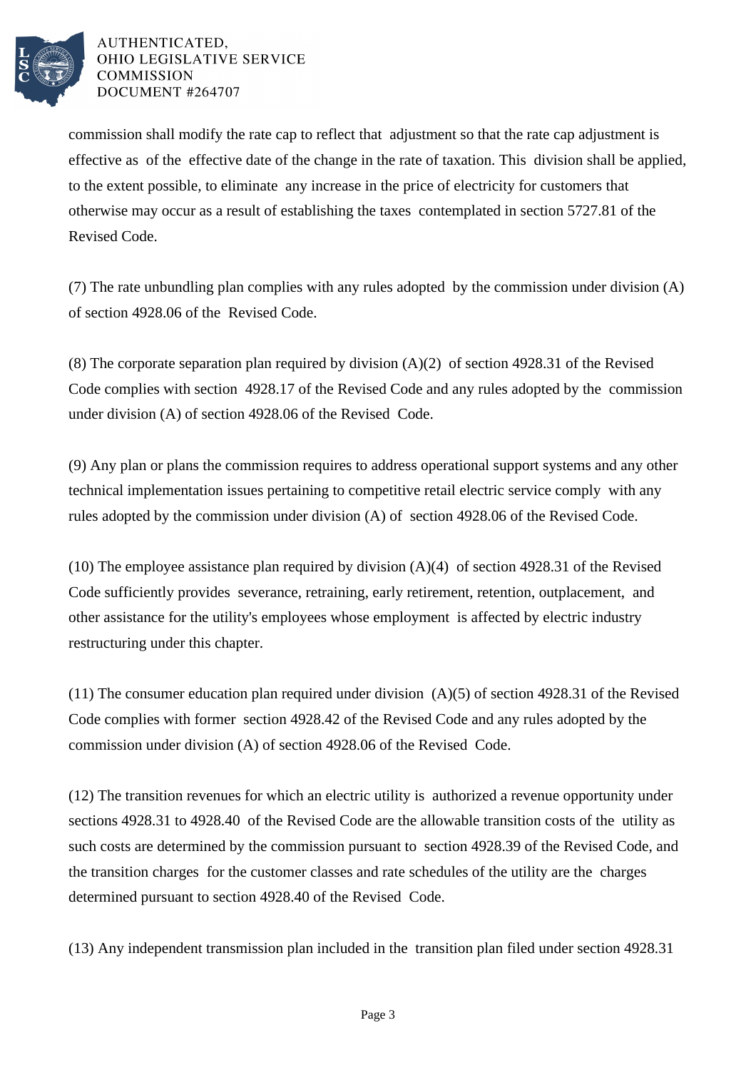commission shall modify the rate cap to reflect that adjustment so that the rate cap adjustment is effective as of the effective date of the change in the rate of taxation. This division shall be applied, to the extent possible, to eliminate any increase in the price of electricity for customers that otherwise may occur as a result of establishing the taxes contemplated in section 5727.81 of the Revised Code.

(7) The rate unbundling plan complies with any rules adopted by the commission under division (A) of section 4928.06 of the Revised Code.

(8) The corporate separation plan required by division (A)(2) of section 4928.31 of the Revised Code complies with section 4928.17 of the Revised Code and any rules adopted by the commission under division (A) of section 4928.06 of the Revised Code.

(9) Any plan or plans the commission requires to address operational support systems and any other technical implementation issues pertaining to competitive retail electric service comply with any rules adopted by the commission under division (A) of section 4928.06 of the Revised Code.

(10) The employee assistance plan required by division (A)(4) of section 4928.31 of the Revised Code sufficiently provides severance, retraining, early retirement, retention, outplacement, and other assistance for the utility's employees whose employment is affected by electric industry restructuring under this chapter.

(11) The consumer education plan required under division (A)(5) of section 4928.31 of the Revised Code complies with former section 4928.42 of the Revised Code and any rules adopted by the commission under division (A) of section 4928.06 of the Revised Code.

(12) The transition revenues for which an electric utility is authorized a revenue opportunity under sections 4928.31 to 4928.40 of the Revised Code are the allowable transition costs of the utility as such costs are determined by the commission pursuant to section 4928.39 of the Revised Code, and the transition charges for the customer classes and rate schedules of the utility are the charges determined pursuant to section 4928.40 of the Revised Code.

(13) Any independent transmission plan included in the transition plan filed under section 4928.31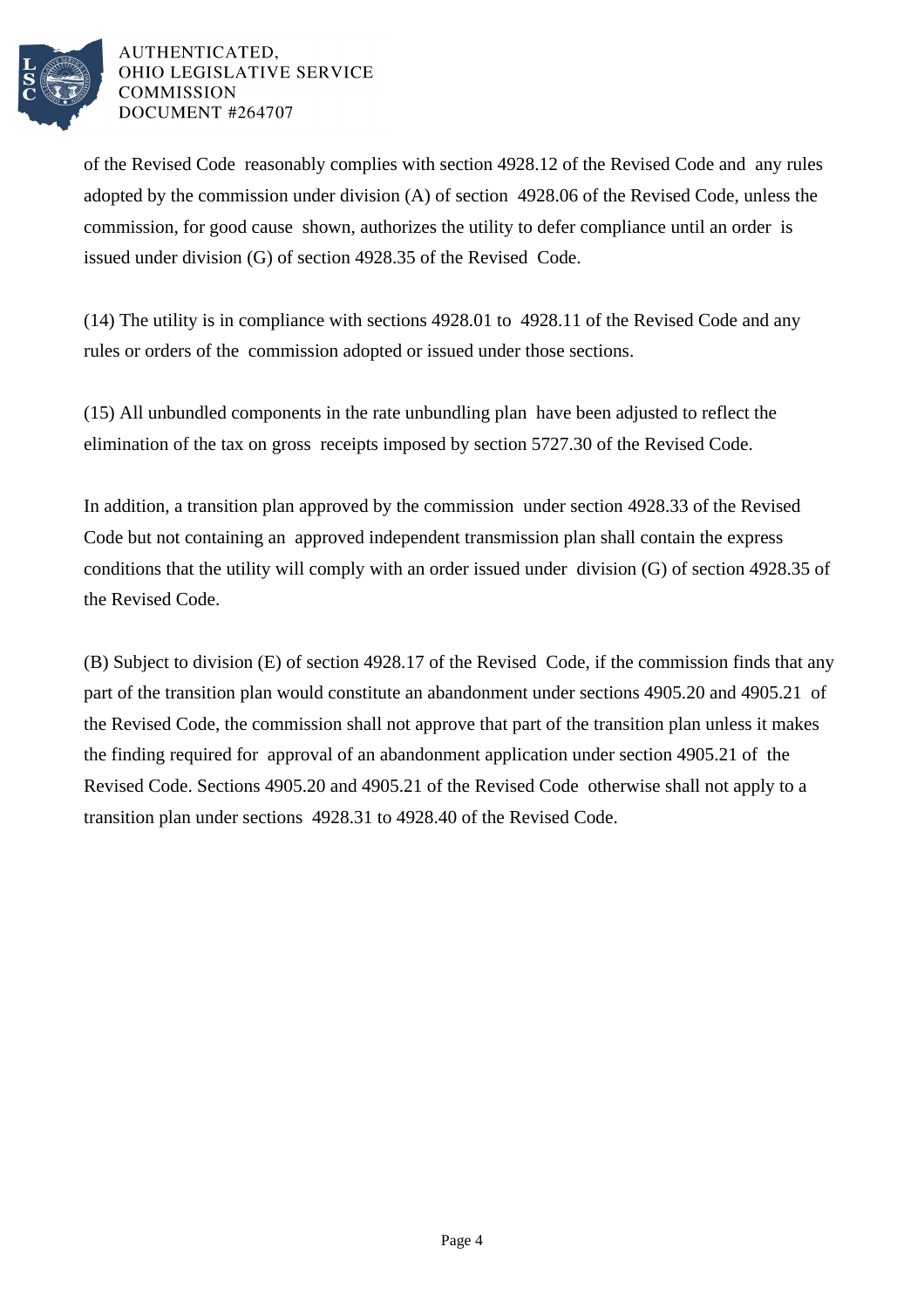of the Revised Code reasonably complies with section 4928.12 of the Revised Code and any rules adopted by the commission under division (A) of section 4928.06 of the Revised Code, unless the commission, for good cause shown, authorizes the utility to defer compliance until an order is issued under division (G) of section 4928.35 of the Revised Code.

(14) The utility is in compliance with sections 4928.01 to 4928.11 of the Revised Code and any rules or orders of the commission adopted or issued under those sections.

(15) All unbundled components in the rate unbundling plan have been adjusted to reflect the elimination of the tax on gross receipts imposed by section 5727.30 of the Revised Code.

In addition, a transition plan approved by the commission under section 4928.33 of the Revised Code but not containing an approved independent transmission plan shall contain the express conditions that the utility will comply with an order issued under division (G) of section 4928.35 of the Revised Code.

(B) Subject to division (E) of section 4928.17 of the Revised Code, if the commission finds that any part of the transition plan would constitute an abandonment under sections 4905.20 and 4905.21 of the Revised Code, the commission shall not approve that part of the transition plan unless it makes the finding required for approval of an abandonment application under section 4905.21 of the Revised Code. Sections 4905.20 and 4905.21 of the Revised Code otherwise shall not apply to a transition plan under sections 4928.31 to 4928.40 of the Revised Code.